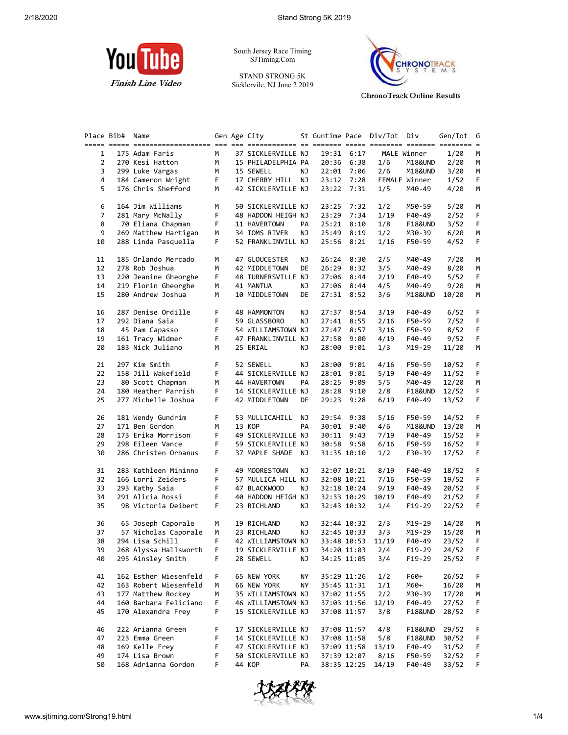YouTube Finish Line Video

South Jersey Race Timing
SJTiming.Com

STAND STRONG 5K
Sicklerville, NJ June 2 2019

ChronoTrack Online Results

| Place | Bib# | Name | Gen | Age | City | St | Guntime | Pace | Div/Tot | Div | Gen/Tot | G |
|---|---|---|---|---|---|---|---|---|---|---|---|---|
| 1 | 175 | Adam Faris | M | 37 | SICKLERVILLE | NJ | 19:31 | 6:17 | MALE | Winner | 1/20 | M |
| 2 | 270 | Kesi Hatton | M | 15 | PHILADELPHIA | PA | 20:36 | 6:38 | 1/6 | M18&UND | 2/20 | M |
| 3 | 299 | Luke Vargas | M | 15 | SEWELL | NJ | 22:01 | 7:06 | 2/6 | M18&UND | 3/20 | M |
| 4 | 184 | Cameron Wright | F | 17 | CHERRY HILL | NJ | 23:12 | 7:28 | FEMALE | Winner | 1/52 | F |
| 5 | 176 | Chris Shefford | M | 42 | SICKLERVILLE | NJ | 23:22 | 7:31 | 1/5 | M40-49 | 4/20 | M |
| 6 | 164 | Jim Williams | M | 50 | SICKLERVILLE | NJ | 23:25 | 7:32 | 1/2 | M50-59 | 5/20 | M |
| 7 | 281 | Mary McNally | F | 48 | HADDON HEIGH | NJ | 23:29 | 7:34 | 1/19 | F40-49 | 2/52 | F |
| 8 | 70 | Eliana Chapman | F | 11 | HAVERTOWN | PA | 25:21 | 8:10 | 1/8 | F18&UND | 3/52 | F |
| 9 | 269 | Matthew Hartigan | M | 34 | TOMS RIVER | NJ | 25:49 | 8:19 | 1/2 | M30-39 | 6/20 | M |
| 10 | 288 | Linda Pasquella | F | 52 | FRANKLINVILL | NJ | 25:56 | 8:21 | 1/16 | F50-59 | 4/52 | F |
| 11 | 185 | Orlando Mercado | M | 47 | GLOUCESTER | NJ | 26:24 | 8:30 | 2/5 | M40-49 | 7/20 | M |
| 12 | 278 | Rob Joshua | M | 42 | MIDDLETOWN | DE | 26:29 | 8:32 | 3/5 | M40-49 | 8/20 | M |
| 13 | 220 | Jeanine Gheorghe | F | 48 | TURNERSVILLE | NJ | 27:06 | 8:44 | 2/19 | F40-49 | 5/52 | F |
| 14 | 219 | Florin Gheorghe | M | 41 | MANTUA | NJ | 27:06 | 8:44 | 4/5 | M40-49 | 9/20 | M |
| 15 | 280 | Andrew Joshua | M | 10 | MIDDLETOWN | DE | 27:31 | 8:52 | 3/6 | M18&UND | 10/20 | M |
| 16 | 287 | Denise Ordille | F | 48 | HAMMONTON | NJ | 27:37 | 8:54 | 3/19 | F40-49 | 6/52 | F |
| 17 | 292 | Diana Saia | F | 59 | GLASSBORO | NJ | 27:41 | 8:55 | 2/16 | F50-59 | 7/52 | F |
| 18 | 45 | Pam Capasso | F | 54 | WILLIAMSTOWN | NJ | 27:47 | 8:57 | 3/16 | F50-59 | 8/52 | F |
| 19 | 161 | Tracy Widmer | F | 47 | FRANKLINVILL | NJ | 27:58 | 9:00 | 4/19 | F40-49 | 9/52 | F |
| 20 | 183 | Nick Juliano | M | 25 | ERIAL | NJ | 28:00 | 9:01 | 1/3 | M19-29 | 11/20 | M |
| 21 | 297 | Kim Smith | F | 52 | SEWELL | NJ | 28:00 | 9:01 | 4/16 | F50-59 | 10/52 | F |
| 22 | 158 | Jill Wakefield | F | 44 | SICKLERVILLE | NJ | 28:01 | 9:01 | 5/19 | F40-49 | 11/52 | F |
| 23 | 80 | Scott Chapman | M | 44 | HAVERTOWN | PA | 28:25 | 9:09 | 5/5 | M40-49 | 12/20 | M |
| 24 | 180 | Heather Parrish | F | 14 | SICKLERVILLE | NJ | 28:28 | 9:10 | 2/8 | F18&UND | 12/52 | F |
| 25 | 277 | Michelle Joshua | F | 42 | MIDDLETOWN | DE | 29:23 | 9:28 | 6/19 | F40-49 | 13/52 | F |
| 26 | 181 | Wendy Gundrim | F | 53 | MULLICAHILL | NJ | 29:54 | 9:38 | 5/16 | F50-59 | 14/52 | F |
| 27 | 171 | Ben Gordon | M | 13 | KOP | PA | 30:01 | 9:40 | 4/6 | M18&UND | 13/20 | M |
| 28 | 173 | Erika Morrison | F | 49 | SICKLERVILLE | NJ | 30:11 | 9:43 | 7/19 | F40-49 | 15/52 | F |
| 29 | 298 | Eileen Vance | F | 59 | SICKLERVILLE | NJ | 30:58 | 9:58 | 6/16 | F50-59 | 16/52 | F |
| 30 | 286 | Christen Orbanus | F | 37 | MAPLE SHADE | NJ | 31:35 | 10:10 | 1/2 | F30-39 | 17/52 | F |
| 31 | 283 | Kathleen Mininno | F | 49 | MOORESTOWN | NJ | 32:07 | 10:21 | 8/19 | F40-49 | 18/52 | F |
| 32 | 166 | Lorri Zeiders | F | 57 | MULLICA HILL | NJ | 32:08 | 10:21 | 7/16 | F50-59 | 19/52 | F |
| 33 | 293 | Kathy Saia | F | 47 | BLACKWOOD | NJ | 32:18 | 10:24 | 9/19 | F40-49 | 20/52 | F |
| 34 | 291 | Alicia Rossi | F | 40 | HADDON HEIGH | NJ | 32:33 | 10:29 | 10/19 | F40-49 | 21/52 | F |
| 35 | 98 | Victoria Deibert | F | 23 | RICHLAND | NJ | 32:43 | 10:32 | 1/4 | F19-29 | 22/52 | F |
| 36 | 65 | Joseph Caporale | M | 19 | RICHLAND | NJ | 32:44 | 10:32 | 2/3 | M19-29 | 14/20 | M |
| 37 | 57 | Nicholas Caporale | M | 23 | RICHLAND | NJ | 32:45 | 10:33 | 3/3 | M19-29 | 15/20 | M |
| 38 | 294 | Lisa Schill | F | 42 | WILLIAMSTOWN | NJ | 33:48 | 10:53 | 11/19 | F40-49 | 23/52 | F |
| 39 | 268 | Alyssa Hallsworth | F | 19 | SICKLERVILLE | NJ | 34:20 | 11:03 | 2/4 | F19-29 | 24/52 | F |
| 40 | 295 | Ainsley Smith | F | 28 | SEWELL | NJ | 34:25 | 11:05 | 3/4 | F19-29 | 25/52 | F |
| 41 | 162 | Esther Wiesenfeld | F | 65 | NEW YORK | NY | 35:29 | 11:26 | 1/2 | F60+ | 26/52 | F |
| 42 | 163 | Robert Wiesenfeld | M | 66 | NEW YORK | NY | 35:45 | 11:31 | 1/1 | M60+ | 16/20 | M |
| 43 | 177 | Matthew Rockey | M | 35 | WILLIAMSTOWN | NJ | 37:02 | 11:55 | 2/2 | M30-39 | 17/20 | M |
| 44 | 160 | Barbara Feliciano | F | 46 | WILLIAMSTOWN | NJ | 37:03 | 11:56 | 12/19 | F40-49 | 27/52 | F |
| 45 | 170 | Alexandra Frey | F | 15 | SICKLERVILLE | NJ | 37:08 | 11:57 | 3/8 | F18&UND | 28/52 | F |
| 46 | 222 | Arianna Green | F | 17 | SICKLERVILLE | NJ | 37:08 | 11:57 | 4/8 | F18&UND | 29/52 | F |
| 47 | 223 | Emma Green | F | 14 | SICKLERVILLE | NJ | 37:08 | 11:58 | 5/8 | F18&UND | 30/52 | F |
| 48 | 169 | Kelle Frey | F | 47 | SICKLERVILLE | NJ | 37:09 | 11:58 | 13/19 | F40-49 | 31/52 | F |
| 49 | 174 | Lisa Brown | F | 50 | SICKLERVILLE | NJ | 37:39 | 12:07 | 8/16 | F50-59 | 32/52 | F |
| 50 | 168 | Adrianna Gordon | F | 44 | KOP | PA | 38:35 | 12:25 | 14/19 | F40-49 | 33/52 | F |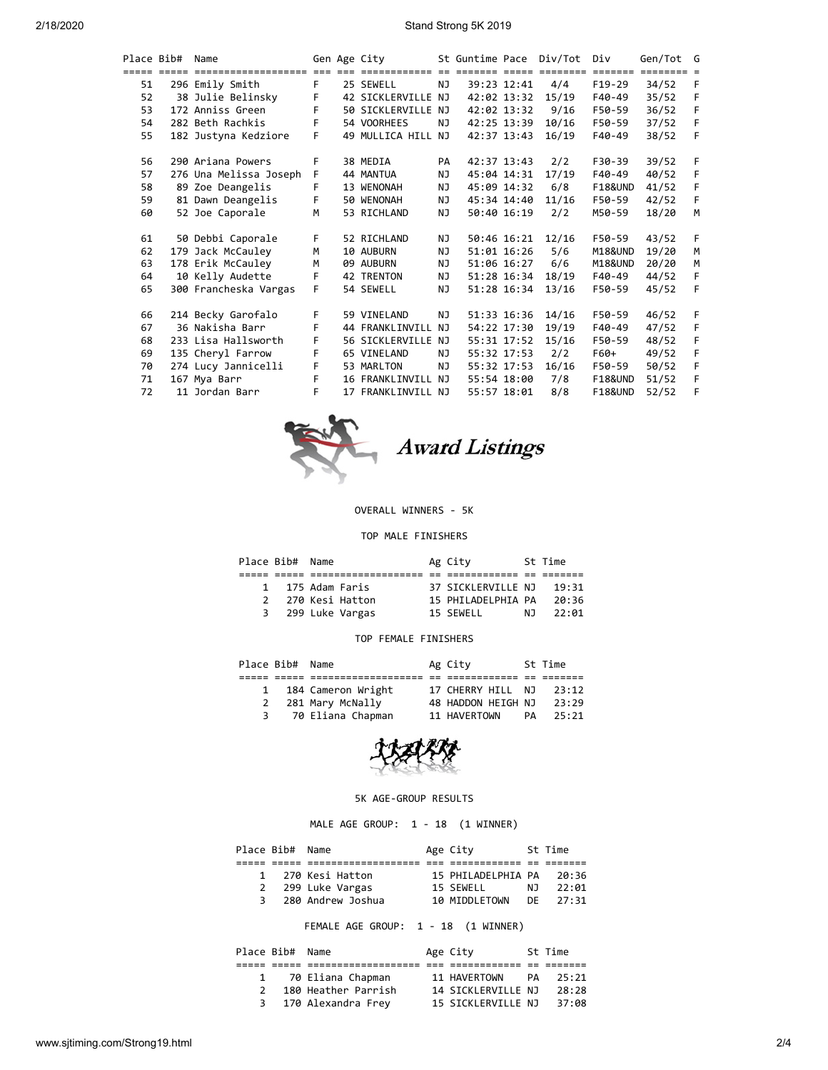| Place | Bib# | Name | Gen | Age | City | St | Guntime | Pace | Div/Tot | Div | Gen/Tot | G |
|---|---|---|---|---|---|---|---|---|---|---|---|---|
| 51 | 296 | Emily Smith | F | 25 | SEWELL | NJ | 39:23 | 12:41 | 4/4 | F19-29 | 34/52 | F |
| 52 | 38 | Julie Belinsky | F | 42 | SICKLERVILLE | NJ | 42:02 | 13:32 | 15/19 | F40-49 | 35/52 | F |
| 53 | 172 | Anniss Green | F | 50 | SICKLERVILLE | NJ | 42:02 | 13:32 | 9/16 | F50-59 | 36/52 | F |
| 54 | 282 | Beth Rachkis | F | 54 | VOORHEES | NJ | 42:25 | 13:39 | 10/16 | F50-59 | 37/52 | F |
| 55 | 182 | Justyna Kedziore | F | 49 | MULLICA HILL | NJ | 42:37 | 13:43 | 16/19 | F40-49 | 38/52 | F |
| 56 | 290 | Ariana Powers | F | 38 | MEDIA | PA | 42:37 | 13:43 | 2/2 | F30-39 | 39/52 | F |
| 57 | 276 | Una Melissa Joseph | F | 44 | MANTUA | NJ | 45:04 | 14:31 | 17/19 | F40-49 | 40/52 | F |
| 58 | 89 | Zoe Deangelis | F | 13 | WENONAH | NJ | 45:09 | 14:32 | 6/8 | F18&UND | 41/52 | F |
| 59 | 81 | Dawn Deangelis | F | 50 | WENONAH | NJ | 45:34 | 14:40 | 11/16 | F50-59 | 42/52 | F |
| 60 | 52 | Joe Caporale | M | 53 | RICHLAND | NJ | 50:40 | 16:19 | 2/2 | M50-59 | 18/20 | M |
| 61 | 50 | Debbi Caporale | F | 52 | RICHLAND | NJ | 50:46 | 16:21 | 12/16 | F50-59 | 43/52 | F |
| 62 | 179 | Jack McCauley | M | 10 | AUBURN | NJ | 51:01 | 16:26 | 5/6 | M18&UND | 19/20 | M |
| 63 | 178 | Erik McCauley | M | 09 | AUBURN | NJ | 51:06 | 16:27 | 6/6 | M18&UND | 20/20 | M |
| 64 | 10 | Kelly Audette | F | 42 | TRENTON | NJ | 51:28 | 16:34 | 18/19 | F40-49 | 44/52 | F |
| 65 | 300 | Francheska Vargas | F | 54 | SEWELL | NJ | 51:28 | 16:34 | 13/16 | F50-59 | 45/52 | F |
| 66 | 214 | Becky Garofalo | F | 59 | VINELAND | NJ | 51:33 | 16:36 | 14/16 | F50-59 | 46/52 | F |
| 67 | 36 | Nakisha Barr | F | 44 | FRANKLINVILL | NJ | 54:22 | 17:30 | 19/19 | F40-49 | 47/52 | F |
| 68 | 233 | Lisa Hallsworth | F | 56 | SICKLERVILLE | NJ | 55:31 | 17:52 | 15/16 | F50-59 | 48/52 | F |
| 69 | 135 | Cheryl Farrow | F | 65 | VINELAND | NJ | 55:32 | 17:53 | 2/2 | F60+ | 49/52 | F |
| 70 | 274 | Lucy Jannicelli | F | 53 | MARLTON | NJ | 55:32 | 17:53 | 16/16 | F50-59 | 50/52 | F |
| 71 | 167 | Mya Barr | F | 16 | FRANKLINVILL | NJ | 55:54 | 18:00 | 7/8 | F18&UND | 51/52 | F |
| 72 | 11 | Jordan Barr | F | 17 | FRANKLINVILL | NJ | 55:57 | 18:01 | 8/8 | F18&UND | 52/52 | F |

## Award Listings

OVERALL WINNERS - 5K

TOP MALE FINISHERS

| Place | Bib# | Name | Ag | City | St | Time |
|---|---|---|---|---|---|---|
| 1 | 175 | Adam Faris | 37 | SICKLERVILLE | NJ | 19:31 |
| 2 | 270 | Kesi Hatton | 15 | PHILADELPHIA | PA | 20:36 |
| 3 | 299 | Luke Vargas | 15 | SEWELL | NJ | 22:01 |

TOP FEMALE FINISHERS

| Place | Bib# | Name | Ag | City | St | Time |
|---|---|---|---|---|---|---|
| 1 | 184 | Cameron Wright | 17 | CHERRY HILL | NJ | 23:12 |
| 2 | 281 | Mary McNally | 48 | HADDON HEIGH | NJ | 23:29 |
| 3 | 70 | Eliana Chapman | 11 | HAVERTOWN | PA | 25:21 |

5K AGE-GROUP RESULTS

MALE AGE GROUP: 1 - 18 (1 WINNER)

| Place | Bib# | Name | Age | City | St | Time |
|---|---|---|---|---|---|---|
| 1 | 270 | Kesi Hatton | 15 | PHILADELPHIA | PA | 20:36 |
| 2 | 299 | Luke Vargas | 15 | SEWELL | NJ | 22:01 |
| 3 | 280 | Andrew Joshua | 10 | MIDDLETOWN | DE | 27:31 |

FEMALE AGE GROUP: 1 - 18 (1 WINNER)

| Place | Bib# | Name | Age | City | St | Time |
|---|---|---|---|---|---|---|
| 1 | 70 | Eliana Chapman | 11 | HAVERTOWN | PA | 25:21 |
| 2 | 180 | Heather Parrish | 14 | SICKLERVILLE | NJ | 28:28 |
| 3 | 170 | Alexandra Frey | 15 | SICKLERVILLE | NJ | 37:08 |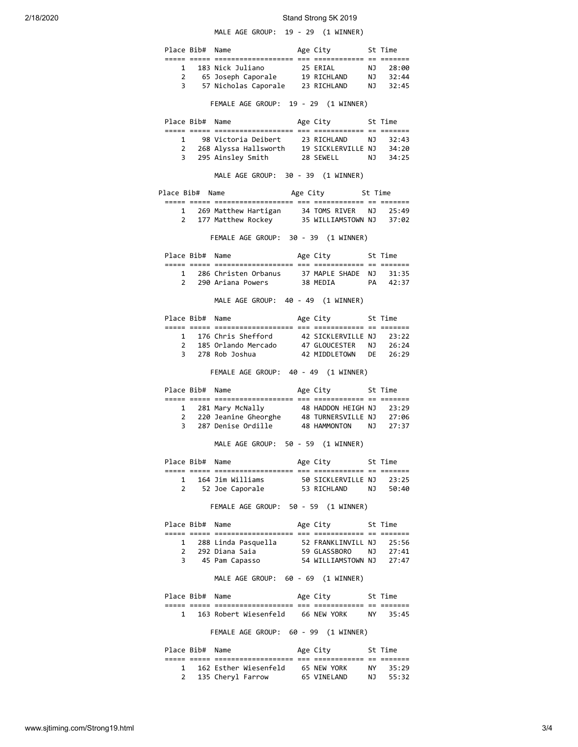MALE AGE GROUP: 19 - 29 (1 WINNER)

| Place | Bib# | Name | Age | City | St | Time |
|---|---|---|---|---|---|---|
| 1 | 183 | Nick Juliano | 25 | ERIAL | NJ | 28:00 |
| 2 | 65 | Joseph Caporale | 19 | RICHLAND | NJ | 32:44 |
| 3 | 57 | Nicholas Caporale | 23 | RICHLAND | NJ | 32:45 |

FEMALE AGE GROUP: 19 - 29 (1 WINNER)

| Place | Bib# | Name | Age | City | St | Time |
|---|---|---|---|---|---|---|
| 1 | 98 | Victoria Deibert | 23 | RICHLAND | NJ | 32:43 |
| 2 | 268 | Alyssa Hallsworth | 19 | SICKLERVILLE | NJ | 34:20 |
| 3 | 295 | Ainsley Smith | 28 | SEWELL | NJ | 34:25 |

MALE AGE GROUP: 30 - 39 (1 WINNER)

| Place | Bib# | Name | Age | City | St | Time |
|---|---|---|---|---|---|---|
| 1 | 269 | Matthew Hartigan | 34 | TOMS RIVER | NJ | 25:49 |
| 2 | 177 | Matthew Rockey | 35 | WILLIAMSTOWN | NJ | 37:02 |

FEMALE AGE GROUP: 30 - 39 (1 WINNER)

| Place | Bib# | Name | Age | City | St | Time |
|---|---|---|---|---|---|---|
| 1 | 286 | Christen Orbanus | 37 | MAPLE SHADE | NJ | 31:35 |
| 2 | 290 | Ariana Powers | 38 | MEDIA | PA | 42:37 |

MALE AGE GROUP: 40 - 49 (1 WINNER)

| Place | Bib# | Name | Age | City | St | Time |
|---|---|---|---|---|---|---|
| 1 | 176 | Chris Shefford | 42 | SICKLERVILLE | NJ | 23:22 |
| 2 | 185 | Orlando Mercado | 47 | GLOUCESTER | NJ | 26:24 |
| 3 | 278 | Rob Joshua | 42 | MIDDLETOWN | DE | 26:29 |

FEMALE AGE GROUP: 40 - 49 (1 WINNER)

| Place | Bib# | Name | Age | City | St | Time |
|---|---|---|---|---|---|---|
| 1 | 281 | Mary McNally | 48 | HADDON HEIGH | NJ | 23:29 |
| 2 | 220 | Jeanine Gheorghe | 48 | TURNERSVILLE | NJ | 27:06 |
| 3 | 287 | Denise Ordille | 48 | HAMMONTON | NJ | 27:37 |

MALE AGE GROUP: 50 - 59 (1 WINNER)

| Place | Bib# | Name | Age | City | St | Time |
|---|---|---|---|---|---|---|
| 1 | 164 | Jim Williams | 50 | SICKLERVILLE | NJ | 23:25 |
| 2 | 52 | Joe Caporale | 53 | RICHLAND | NJ | 50:40 |

FEMALE AGE GROUP: 50 - 59 (1 WINNER)

| Place | Bib# | Name | Age | City | St | Time |
|---|---|---|---|---|---|---|
| 1 | 288 | Linda Pasquella | 52 | FRANKLINVILL | NJ | 25:56 |
| 2 | 292 | Diana Saia | 59 | GLASSBORO | NJ | 27:41 |
| 3 | 45 | Pam Capasso | 54 | WILLIAMSTOWN | NJ | 27:47 |

MALE AGE GROUP: 60 - 69 (1 WINNER)

| Place | Bib# | Name | Age | City | St | Time |
|---|---|---|---|---|---|---|
| 1 | 163 | Robert Wiesenfeld | 66 | NEW YORK | NY | 35:45 |

FEMALE AGE GROUP: 60 - 99 (1 WINNER)

| Place | Bib# | Name | Age | City | St | Time |
|---|---|---|---|---|---|---|
| 1 | 162 | Esther Wiesenfeld | 65 | NEW YORK | NY | 35:29 |
| 2 | 135 | Cheryl Farrow | 65 | VINELAND | NJ | 55:32 |